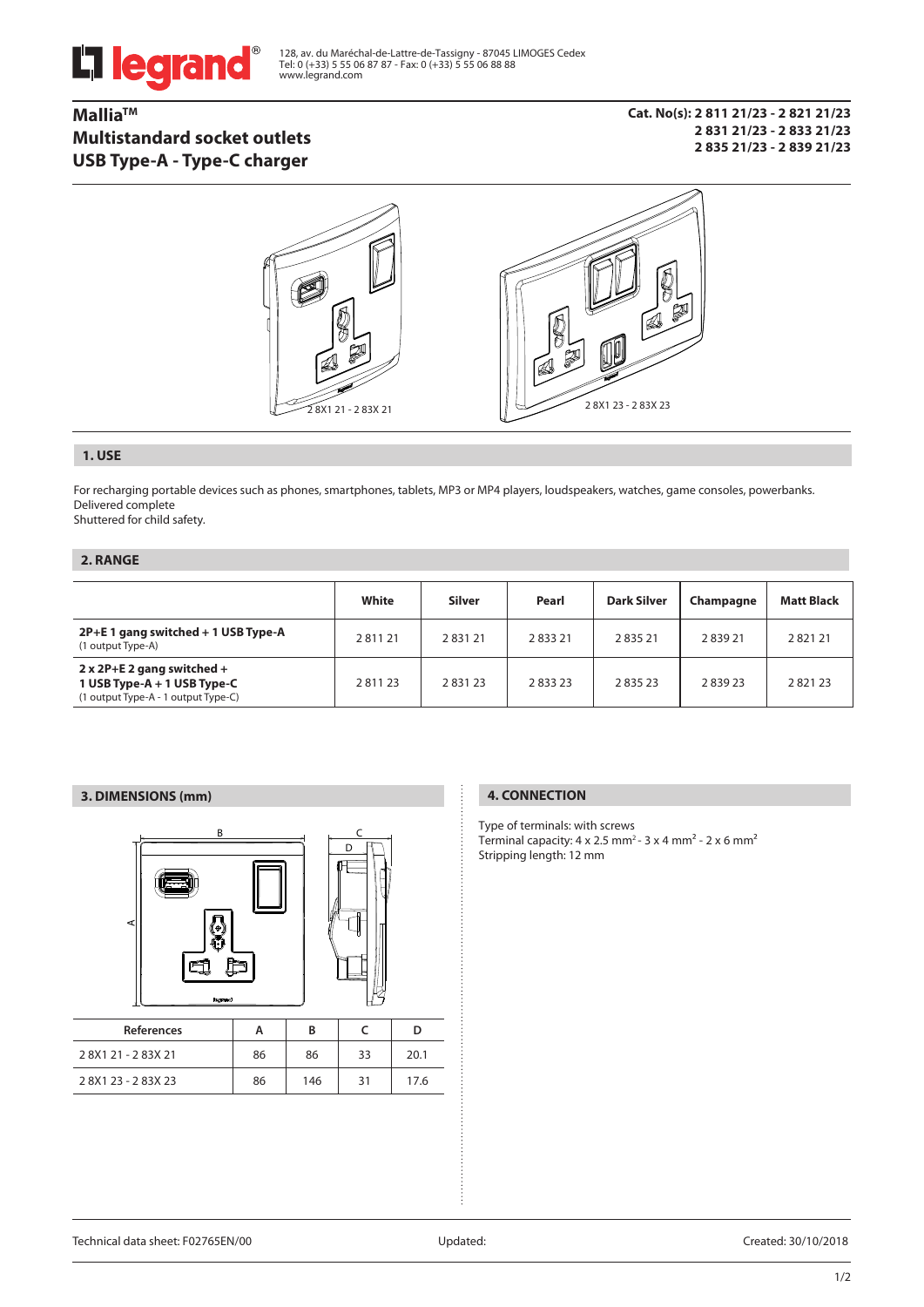legrand®

128, av. du Maréchal-de-Lattre-de-Tassigny - 87045 LIMOGES Cedex
Tel: 0 (+33) 5 55 06 87 87 - Fax: 0 (+33) 5 55 06 88 88
www.legrand.com

# Mallia™
# Multistandard socket outlets
# USB Type-A - Type-C charger

**Cat. No(s): 2 811 21/23 - 2 821 21/23**
**2 831 21/23 - 2 833 21/23**
**2 835 21/23 - 2 839 21/23**

2 8X1 21 - 2 83X 21

2 8X1 23 - 2 83X 23

## 1. USE

For recharging portable devices such as phones, smartphones, tablets, MP3 or MP4 players, loudspeakers, watches, game consoles, powerbanks.
Delivered complete
Shuttered for child safety.

## 2. RANGE

| | White | Silver | Pearl | Dark Silver | Champagne | Matt Black |
|---|---|---|---|---|---|---|
| **2P+E 1 gang switched + 1 USB Type-A** (1 output Type-A) | 2 811 21 | 2 831 21 | 2 833 21 | 2 835 21 | 2 839 21 | 2 821 21 |
| **2 x 2P+E 2 gang switched + 1 USB Type-A + 1 USB Type-C** (1 output Type-A - 1 output Type-C) | 2 811 23 | 2 831 23 | 2 833 23 | 2 835 23 | 2 839 23 | 2 821 23 |

## 3. DIMENSIONS (mm)

| References | A | B | C | D |
|---|---|---|---|---|
| 2 8X1 21 - 2 83X 21 | 86 | 86 | 33 | 20.1 |
| 2 8X1 23 - 2 83X 23 | 86 | 146 | 31 | 17.6 |

## 4. CONNECTION

Type of terminals: with screws
Terminal capacity: 4 x 2.5 mm² - 3 x 4 mm² - 2 x 6 mm²
Stripping length: 12 mm

Technical data sheet: F02765EN/00 Updated: Created: 30/10/2018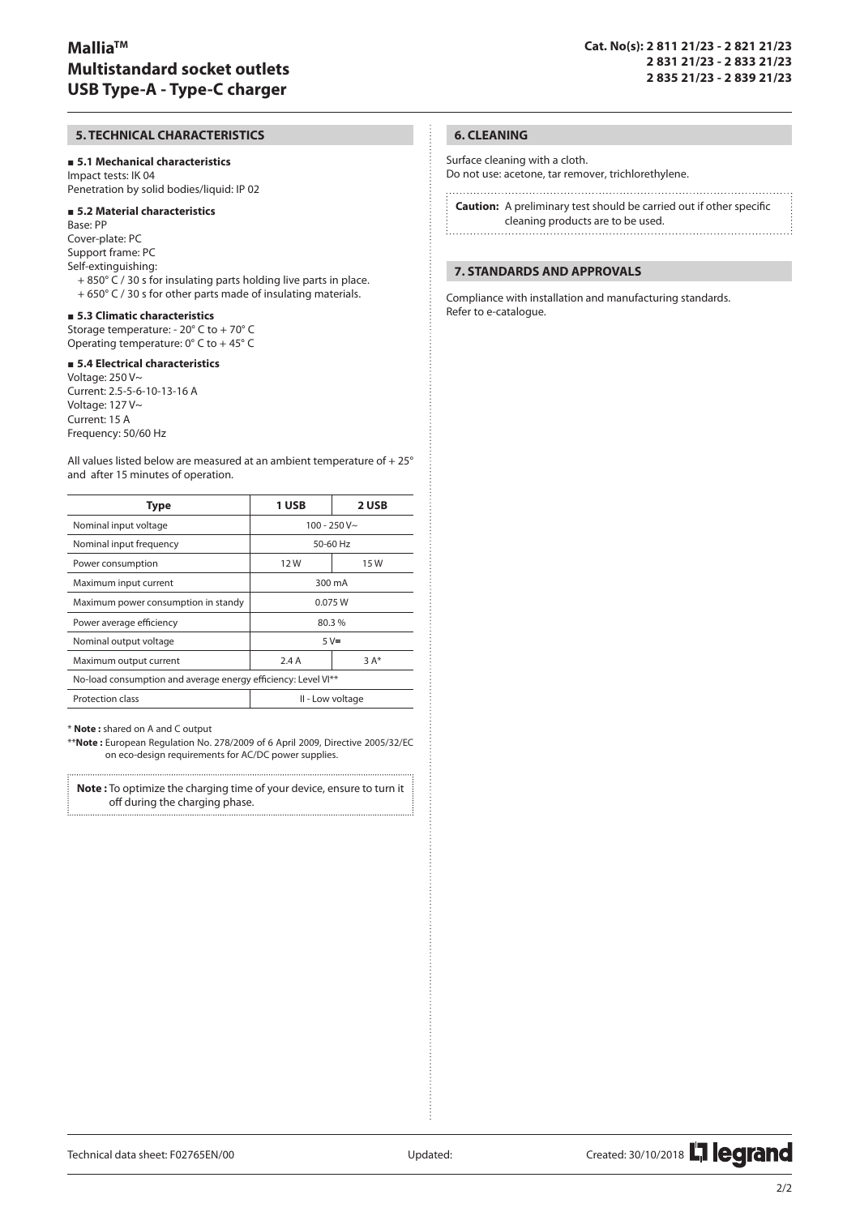## 5. TECHNICAL CHARACTERISTICS

**■ 5.1 Mechanical characteristics**

Impact tests: IK 04
Penetration by solid bodies/liquid: IP 02

**■ 5.2 Material characteristics**

Base: PP
Cover-plate: PC
Support frame: PC
Self-extinguishing:
+ 850° C / 30 s for insulating parts holding live parts in place.
+ 650° C / 30 s for other parts made of insulating materials.

**■ 5.3 Climatic characteristics**

Storage temperature: - 20° C to + 70° C
Operating temperature: 0° C to + 45° C

**■ 5.4 Electrical characteristics**

Voltage: 250 V~
Current: 2.5-5-6-10-13-16 A
Voltage: 127 V~
Current: 15 A
Frequency: 50/60 Hz

All values listed below are measured at an ambient temperature of + 25° and after 15 minutes of operation.

| Type | 1 USB | 2 USB |
|---|---|---|
| Nominal input voltage | 100 - 250 V~ | |
| Nominal input frequency | 50-60 Hz | |
| Power consumption | 12 W | 15 W |
| Maximum input current | 300 mA | |
| Maximum power consumption in standy | 0.075 W | |
| Power average efficiency | 80.3 % | |
| Nominal output voltage | 5 V⎓ | |
| Maximum output current | 2.4 A | 3 A* |
| No-load consumption and average energy efficiency: Level VI** | | |
| Protection class | II - Low voltage | |

\* **Note :** shared on A and C output

\*\***Note :** European Regulation No. 278/2009 of 6 April 2009, Directive 2005/32/EC on eco-design requirements for AC/DC power supplies.

**Note :** To optimize the charging time of your device, ensure to turn it off during the charging phase.

## 6. CLEANING

Surface cleaning with a cloth.
Do not use: acetone, tar remover, trichlorethylene.

**Caution:** A preliminary test should be carried out if other specific cleaning products are to be used.

## 7. STANDARDS AND APPROVALS

Compliance with installation and manufacturing standards.
Refer to e-catalogue.

Technical data sheet: F02765EN/00 Updated: Created: 30/10/2018